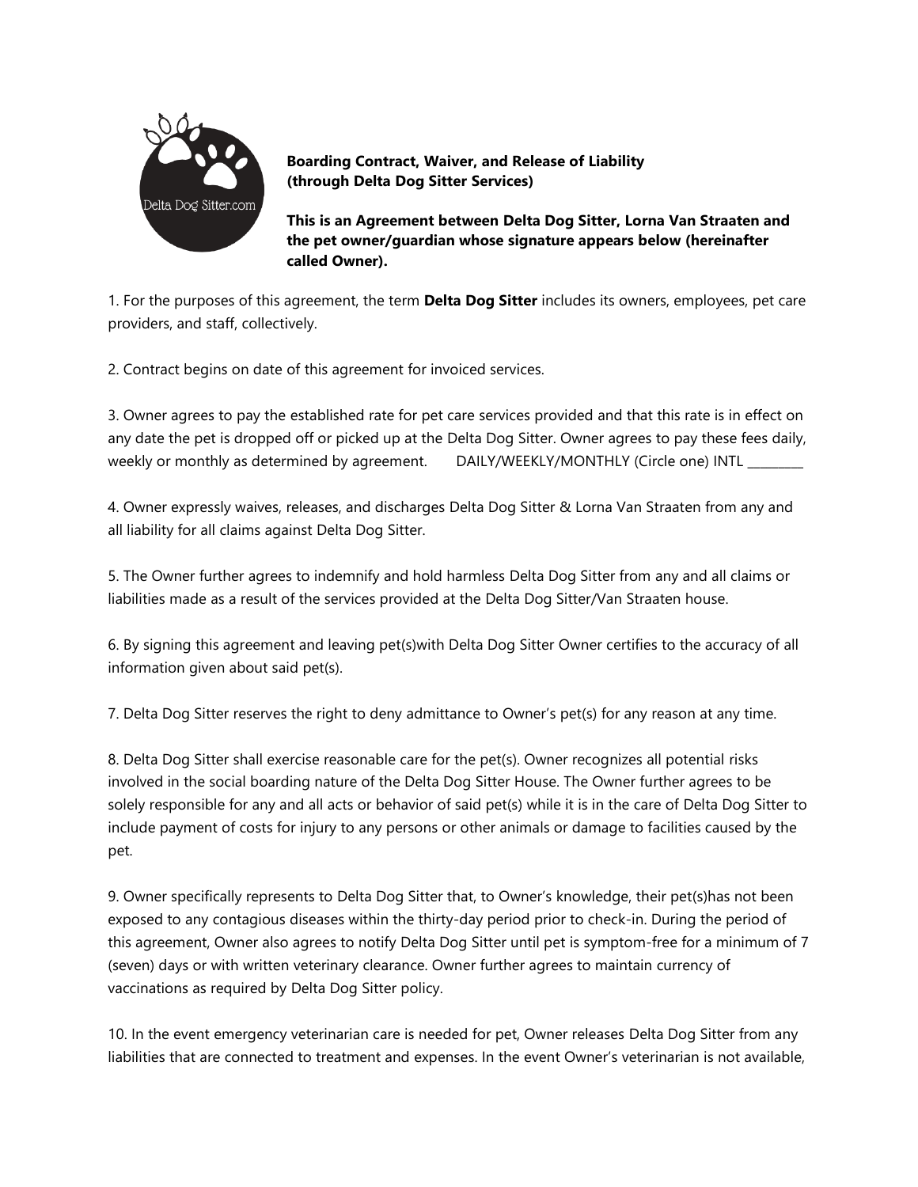**Boarding Contract, Waiver, and Release of Liability (through Delta Dog Sitter Services)**

**This is an Agreement between Delta Dog Sitter, Lorna Van Straaten and the pet owner/guardian whose signature appears below (hereinafter called Owner).**

1. For the purposes of this agreement, the term **Delta Dog Sitter** includes its owners, employees, pet care providers, and staff, collectively.

2. Contract begins on date of this agreement for invoiced services.

3. Owner agrees to pay the established rate for pet care services provided and that this rate is in effect on any date the pet is dropped off or picked up at the Delta Dog Sitter. Owner agrees to pay these fees daily, weekly or monthly as determined by agreement. DAILY/WEEKLY/MONTHLY (Circle one) INTL _________

4. Owner expressly waives, releases, and discharges Delta Dog Sitter & Lorna Van Straaten from any and all liability for all claims against Delta Dog Sitter.

5. The Owner further agrees to indemnify and hold harmless Delta Dog Sitter from any and all claims or liabilities made as a result of the services provided at the Delta Dog Sitter/Van Straaten house.

6. By signing this agreement and leaving pet(s)with Delta Dog Sitter Owner certifies to the accuracy of all information given about said pet(s).

7. Delta Dog Sitter reserves the right to deny admittance to Owner's pet(s) for any reason at any time.

8. Delta Dog Sitter shall exercise reasonable care for the pet(s). Owner recognizes all potential risks involved in the social boarding nature of the Delta Dog Sitter House. The Owner further agrees to be solely responsible for any and all acts or behavior of said pet(s) while it is in the care of Delta Dog Sitter to include payment of costs for injury to any persons or other animals or damage to facilities caused by the pet.

9. Owner specifically represents to Delta Dog Sitter that, to Owner's knowledge, their pet(s)has not been exposed to any contagious diseases within the thirty-day period prior to check-in. During the period of this agreement, Owner also agrees to notify Delta Dog Sitter until pet is symptom-free for a minimum of 7 (seven) days or with written veterinary clearance. Owner further agrees to maintain currency of vaccinations as required by Delta Dog Sitter policy.

10. In the event emergency veterinarian care is needed for pet, Owner releases Delta Dog Sitter from any liabilities that are connected to treatment and expenses. In the event Owner's veterinarian is not available,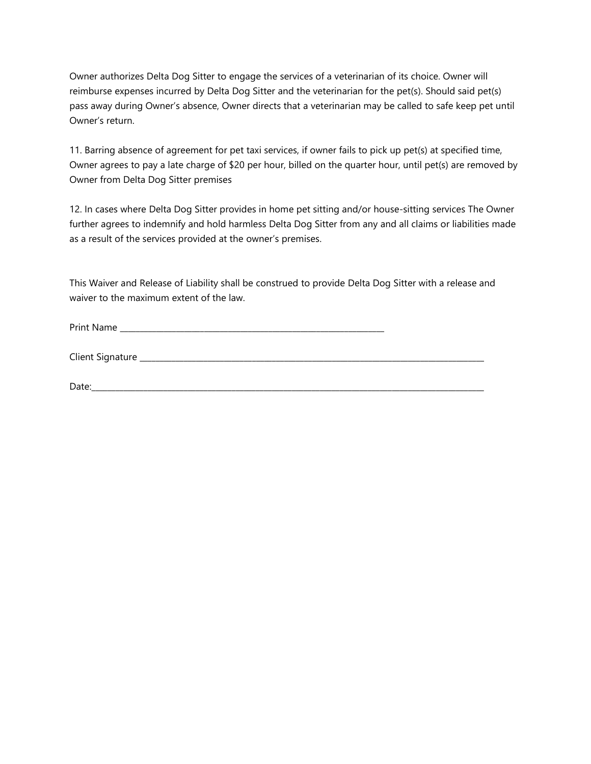Owner authorizes Delta Dog Sitter to engage the services of a veterinarian of its choice. Owner will reimburse expenses incurred by Delta Dog Sitter and the veterinarian for the pet(s). Should said pet(s) pass away during Owner's absence, Owner directs that a veterinarian may be called to safe keep pet until Owner's return.

11. Barring absence of agreement for pet taxi services, if owner fails to pick up pet(s) at specified time, Owner agrees to pay a late charge of $20 per hour, billed on the quarter hour, until pet(s) are removed by Owner from Delta Dog Sitter premises

12. In cases where Delta Dog Sitter provides in home pet sitting and/or house-sitting services The Owner further agrees to indemnify and hold harmless Delta Dog Sitter from any and all claims or liabilities made as a result of the services provided at the owner's premises.

This Waiver and Release of Liability shall be construed to provide Delta Dog Sitter with a release and waiver to the maximum extent of the law.

Print Name ________________________________________________________________

Client Signature ________________________________________________________________

Date:________________________________________________________________